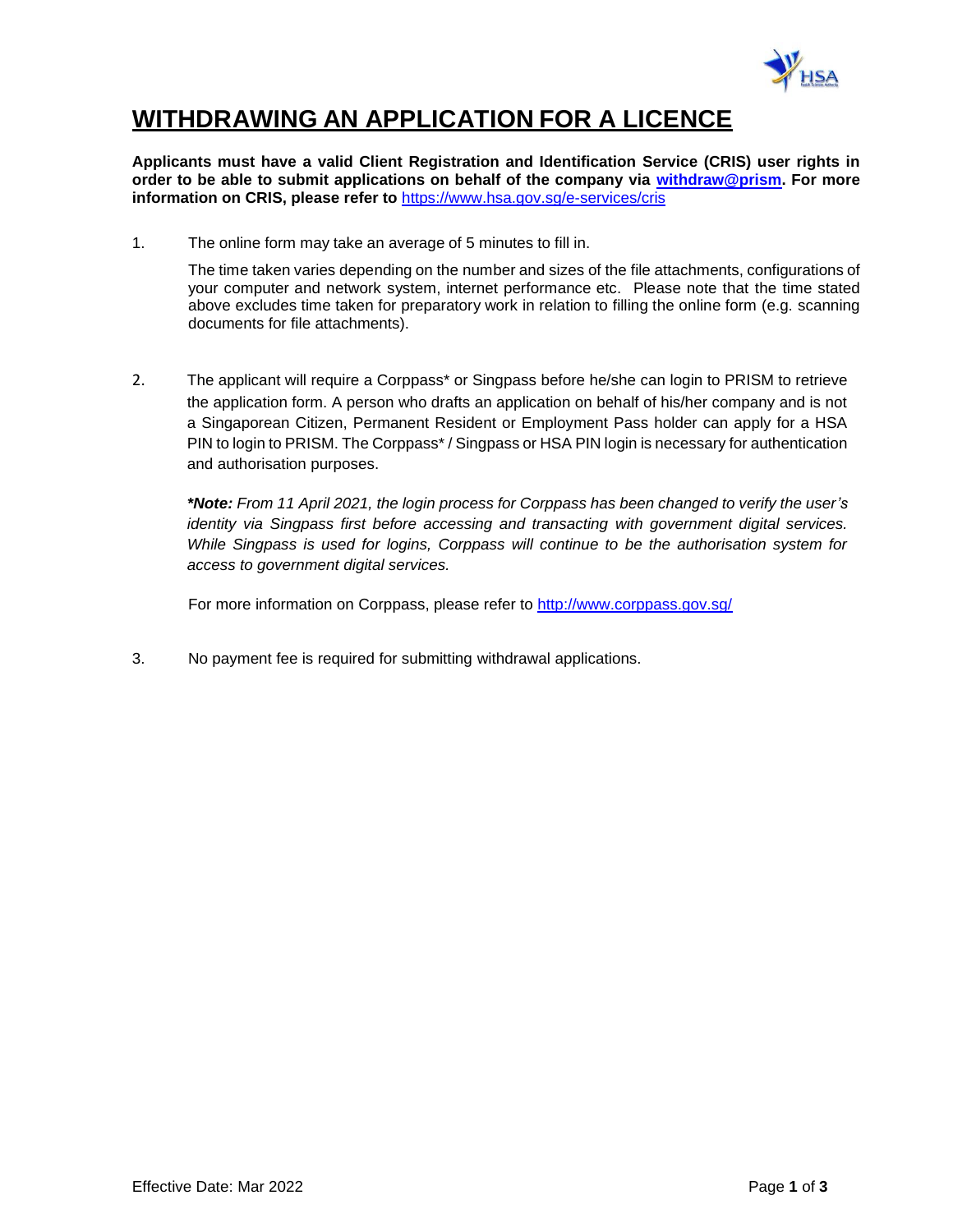# WITHDRAWING AN APPLICATION FOR A LICENCE

**Applicants must have a valid Client Registration and Identification Service (CRIS) user rights in order to be able to submit applications on behalf of the company via [withdraw@prism](withdraw@prism). For more information on CRIS, please refer to** [https://www.hsa.gov.sg/e-services/cris](https://www.hsa.gov.sg/e-services/cris)

1. The online form may take an average of 5 minutes to fill in.

   The time taken varies depending on the number and sizes of the file attachments, configurations of your computer and network system, internet performance etc. Please note that the time stated above excludes time taken for preparatory work in relation to filling the online form (e.g. scanning documents for file attachments).

2. The applicant will require a Corppass* or Singpass before he/she can login to PRISM to retrieve the application form. A person who drafts an application on behalf of his/her company and is not a Singaporean Citizen, Permanent Resident or Employment Pass holder can apply for a HSA PIN to login to PRISM. The Corppass* / Singpass or HSA PIN login is necessary for authentication and authorisation purposes.

   ***Note:** From 11 April 2021, the login process for Corppass has been changed to verify the user's identity via Singpass first before accessing and transacting with government digital services. While Singpass is used for logins, Corppass will continue to be the authorisation system for access to government digital services.*

   For more information on Corppass, please refer to [http://www.corppass.gov.sg/](http://www.corppass.gov.sg/)

3. No payment fee is required for submitting withdrawal applications.

Effective Date: Mar 2022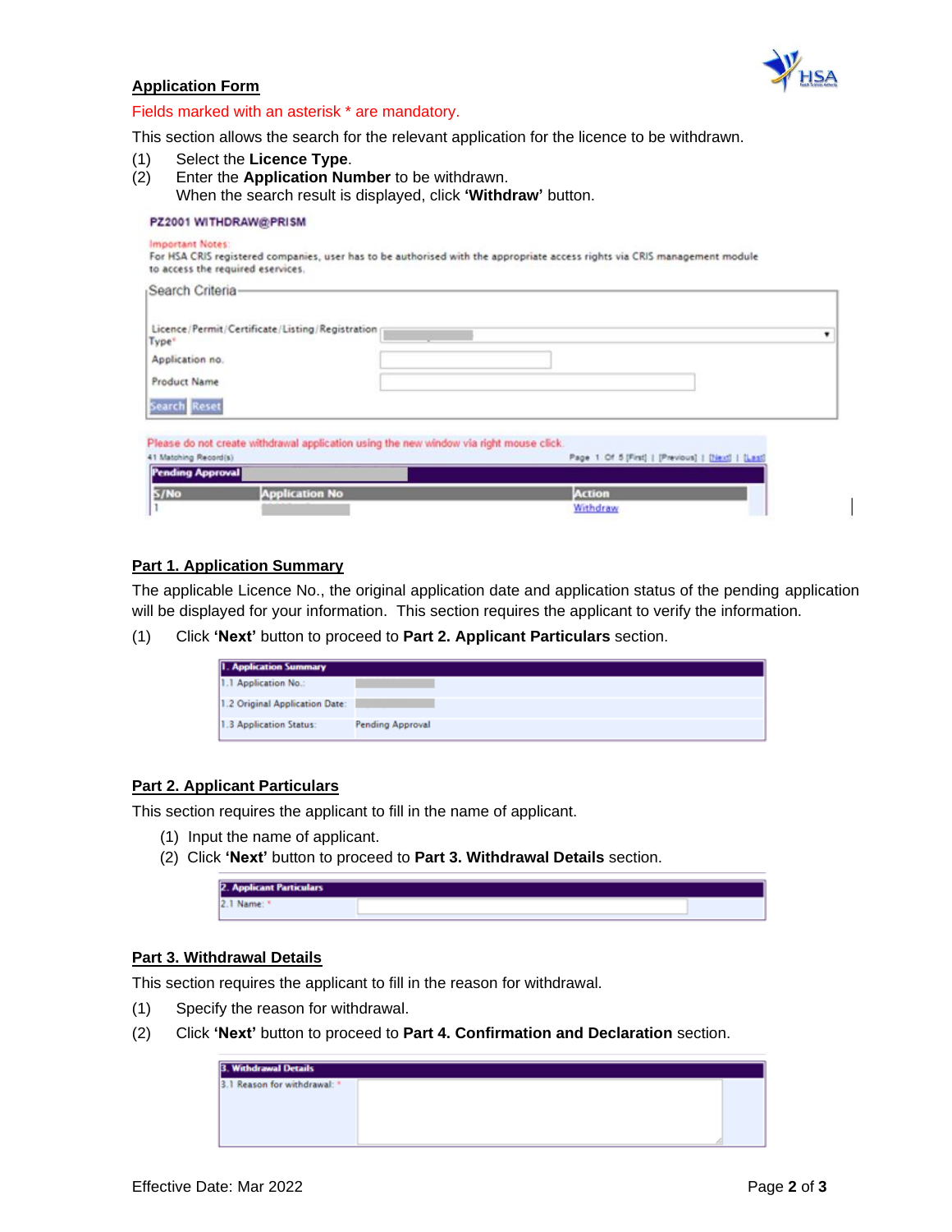## Application Form

Fields marked with an asterisk * are mandatory.

This section allows the search for the relevant application for the licence to be withdrawn.

(1) Select the **Licence Type**.
(2) Enter the **Application Number** to be withdrawn.
When the search result is displayed, click **'Withdraw'** button.

**PZ2001 WITHDRAW@PRISM**

Important Notes:
For HSA CRIS registered companies, user has to be authorised with the appropriate access rights via CRIS management module to access the required eservices.

Search Criteria

| | |
|---|---|
| Licence/Permit/Certificate/Listing/Registration Type* | |
| Application no. | |
| Product Name | |

Search Reset

Please do not create withdrawal application using the new window via right mouse click.

41 Matching Record(s) Page 1 Of 5 [First] | [Previous] | [Next] | [Last]

Pending Approval

| S/No | Application No | Action |
|---|---|---|
| 1 | | Withdraw |

## Part 1. Application Summary

The applicable Licence No., the original application date and application status of the pending application will be displayed for your information. This section requires the applicant to verify the information.

(1) Click **'Next'** button to proceed to **Part 2. Applicant Particulars** section.

| 1. Application Summary | |
|---|---|
| 1.1 Application No.: | |
| 1.2 Original Application Date: | |
| 1.3 Application Status: | Pending Approval |

## Part 2. Applicant Particulars

This section requires the applicant to fill in the name of applicant.

(1) Input the name of applicant.
(2) Click **'Next'** button to proceed to **Part 3. Withdrawal Details** section.

| 2. Applicant Particulars | |
|---|---|
| 2.1 Name: * | |

## Part 3. Withdrawal Details

This section requires the applicant to fill in the reason for withdrawal.

(1) Specify the reason for withdrawal.
(2) Click **'Next'** button to proceed to **Part 4. Confirmation and Declaration** section.

| 3. Withdrawal Details | |
|---|---|
| 3.1 Reason for withdrawal: * | |

Effective Date: Mar 2022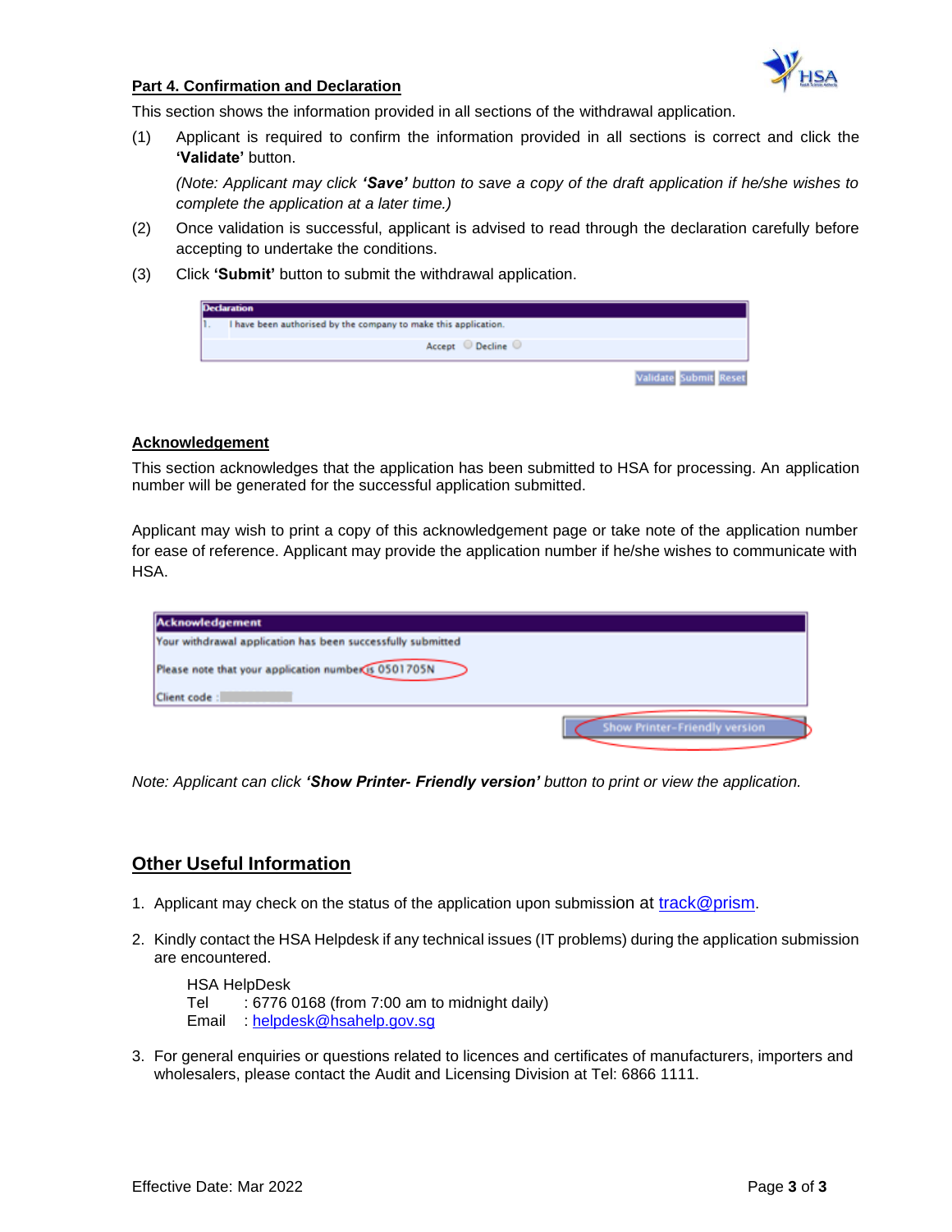**Part 4. Confirmation and Declaration**

This section shows the information provided in all sections of the withdrawal application.

(1) Applicant is required to confirm the information provided in all sections is correct and click the **'Validate'** button.

*(Note: Applicant may click* ***'Save'*** *button to save a copy of the draft application if he/she wishes to complete the application at a later time.)*

(2) Once validation is successful, applicant is advised to read through the declaration carefully before accepting to undertake the conditions.

(3) Click **'Submit'** button to submit the withdrawal application.

**Acknowledgement**

This section acknowledges that the application has been submitted to HSA for processing. An application number will be generated for the successful application submitted.

Applicant may wish to print a copy of this acknowledgement page or take note of the application number for ease of reference. Applicant may provide the application number if he/she wishes to communicate with HSA.

*Note: Applicant can click* ***'Show Printer- Friendly version'*** *button to print or view the application.*

## Other Useful Information

1. Applicant may check on the status of the application upon submission at track@prism.
2. Kindly contact the HSA Helpdesk if any technical issues (IT problems) during the application submission are encountered.

   HSA HelpDesk
   Tel : 6776 0168 (from 7:00 am to midnight daily)
   Email : helpdesk@hsahelp.gov.sg

3. For general enquiries or questions related to licences and certificates of manufacturers, importers and wholesalers, please contact the Audit and Licensing Division at Tel: 6866 1111.

Effective Date: Mar 2022